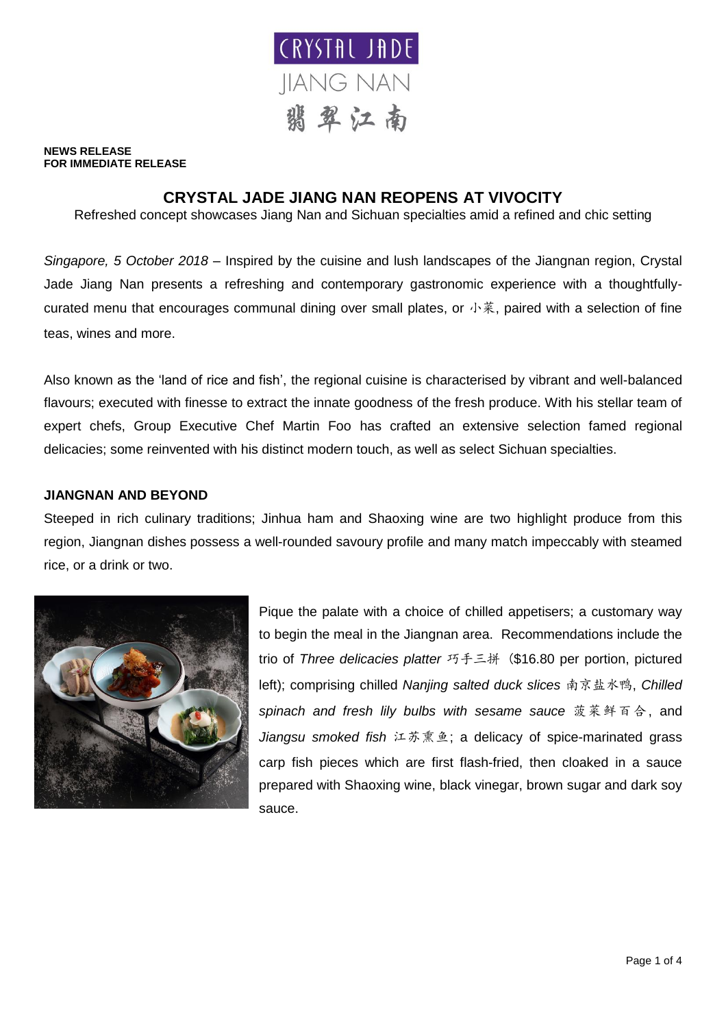CRYSTAL JADE
JIANG NAN
翡翠江南

**NEWS RELEASE**
**FOR IMMEDIATE RELEASE**

# CRYSTAL JADE JIANG NAN REOPENS AT VIVOCITY

Refreshed concept showcases Jiang Nan and Sichuan specialties amid a refined and chic setting

*Singapore, 5 October 2018* – Inspired by the cuisine and lush landscapes of the Jiangnan region, Crystal Jade Jiang Nan presents a refreshing and contemporary gastronomic experience with a thoughtfully-curated menu that encourages communal dining over small plates, or 小菜, paired with a selection of fine teas, wines and more.

Also known as the 'land of rice and fish', the regional cuisine is characterised by vibrant and well-balanced flavours; executed with finesse to extract the innate goodness of the fresh produce. With his stellar team of expert chefs, Group Executive Chef Martin Foo has crafted an extensive selection famed regional delicacies; some reinvented with his distinct modern touch, as well as select Sichuan specialties.

## JIANGNAN AND BEYOND

Steeped in rich culinary traditions; Jinhua ham and Shaoxing wine are two highlight produce from this region, Jiangnan dishes possess a well-rounded savoury profile and many match impeccably with steamed rice, or a drink or two.

Pique the palate with a choice of chilled appetisers; a customary way to begin the meal in the Jiangnan area. Recommendations include the trio of *Three delicacies platter* 巧手三拼 ($16.80 per portion, pictured left); comprising chilled *Nanjing salted duck slices* 南京盐水鸭, *Chilled spinach and fresh lily bulbs with sesame sauce* 菠菜鲜百合, and *Jiangsu smoked fish* 江苏熏鱼; a delicacy of spice-marinated grass carp fish pieces which are first flash-fried, then cloaked in a sauce prepared with Shaoxing wine, black vinegar, brown sugar and dark soy sauce.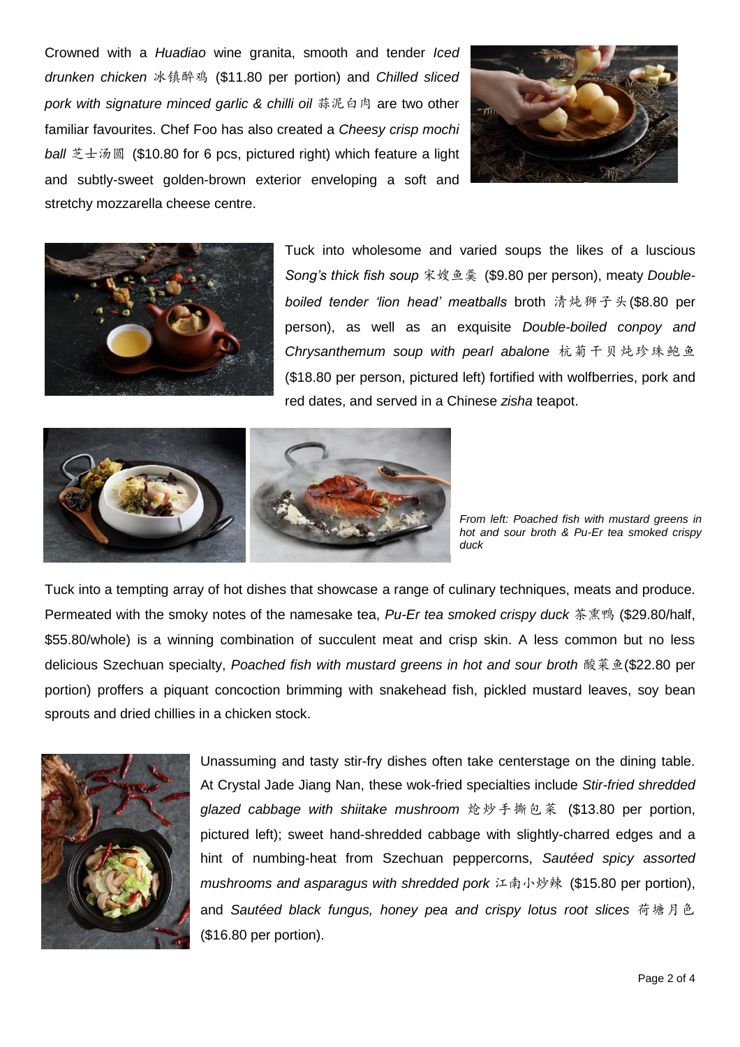Crowned with a *Huadiao* wine granita, smooth and tender *Iced drunken chicken* 冰镇醉鸡 ($11.80 per portion) and *Chilled sliced pork with signature minced garlic & chilli oil* 蒜泥白肉 are two other familiar favourites. Chef Foo has also created a *Cheesy crisp mochi ball* 芝士汤圆 ($10.80 for 6 pcs, pictured right) which feature a light and subtly-sweet golden-brown exterior enveloping a soft and stretchy mozzarella cheese centre.

Tuck into wholesome and varied soups the likes of a luscious *Song's thick fish soup* 宋嫂鱼羹 ($9.80 per person), meaty *Double-boiled tender 'lion head' meatballs* broth 清炖狮子头($8.80 per person), as well as an exquisite *Double-boiled conpoy and Chrysanthemum soup with pearl abalone* 杭菊干贝炖珍珠鲍鱼 ($18.80 per person, pictured left) fortified with wolfberries, pork and red dates, and served in a Chinese *zisha* teapot.

*From left: Poached fish with mustard greens in hot and sour broth & Pu-Er tea smoked crispy duck*

Tuck into a tempting array of hot dishes that showcase a range of culinary techniques, meats and produce. Permeated with the smoky notes of the namesake tea, *Pu-Er tea smoked crispy duck* 茶熏鸭 ($29.80/half, $55.80/whole) is a winning combination of succulent meat and crisp skin. A less common but no less delicious Szechuan specialty, *Poached fish with mustard greens in hot and sour broth* 酸菜鱼($22.80 per portion) proffers a piquant concoction brimming with snakehead fish, pickled mustard leaves, soy bean sprouts and dried chillies in a chicken stock.

Unassuming and tasty stir-fry dishes often take centerstage on the dining table. At Crystal Jade Jiang Nan, these wok-fried specialties include *Stir-fried shredded glazed cabbage with shiitake mushroom* 炝炒手撕包菜 ($13.80 per portion, pictured left); sweet hand-shredded cabbage with slightly-charred edges and a hint of numbing-heat from Szechuan peppercorns, *Sautéed spicy assorted mushrooms and asparagus with shredded pork* 江南小炒辣 ($15.80 per portion), and *Sautéed black fungus, honey pea and crispy lotus root slices* 荷塘月色 ($16.80 per portion).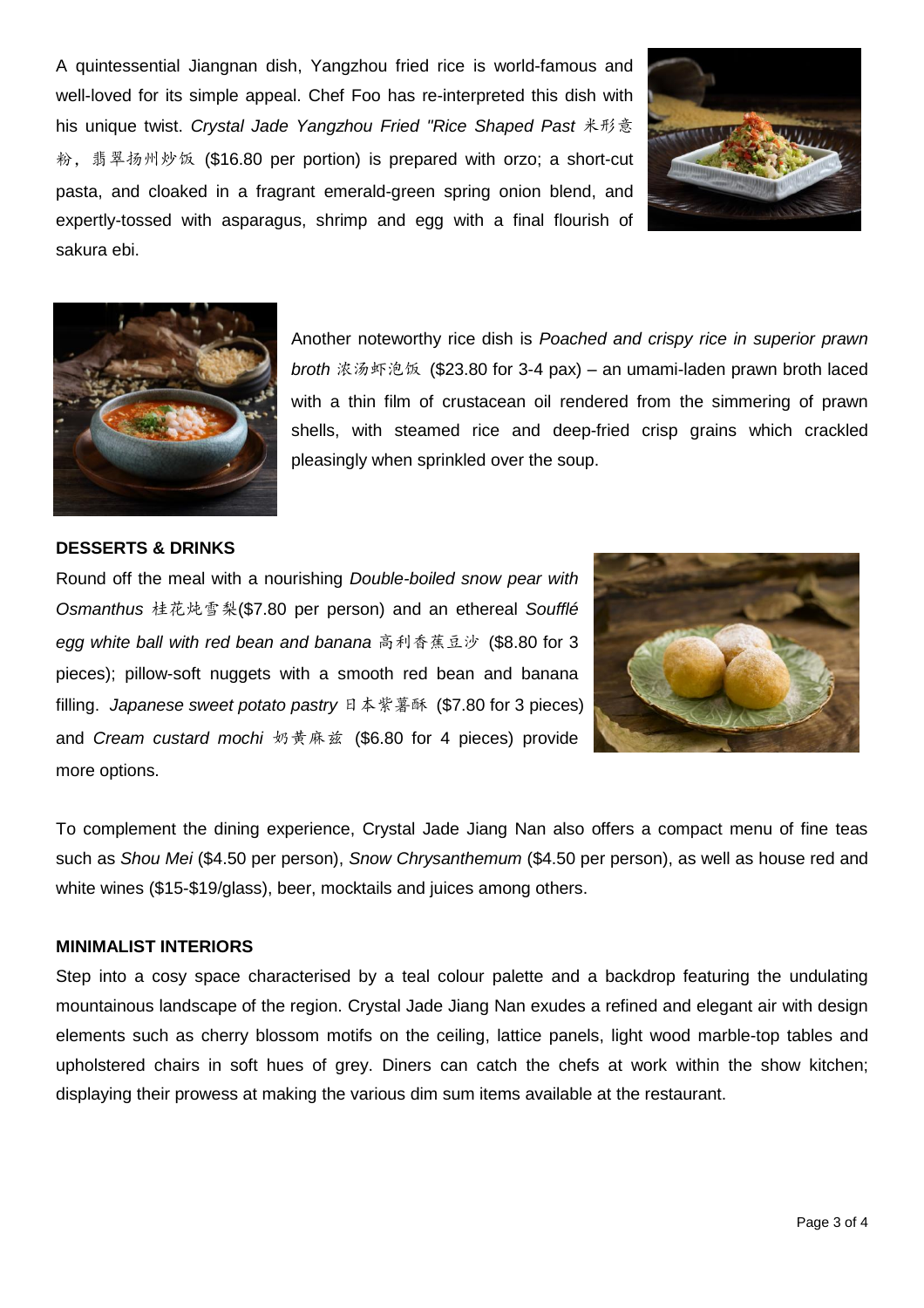A quintessential Jiangnan dish, Yangzhou fried rice is world-famous and well-loved for its simple appeal. Chef Foo has re-interpreted this dish with his unique twist. *Crystal Jade Yangzhou Fried "Rice Shaped Past* 米形意粉，翡翠扬州炒饭 ($16.80 per portion) is prepared with orzo; a short-cut pasta, and cloaked in a fragrant emerald-green spring onion blend, and expertly-tossed with asparagus, shrimp and egg with a final flourish of sakura ebi.

Another noteworthy rice dish is *Poached and crispy rice in superior prawn broth* 浓汤虾泡饭 ($23.80 for 3-4 pax) – an umami-laden prawn broth laced with a thin film of crustacean oil rendered from the simmering of prawn shells, with steamed rice and deep-fried crisp grains which crackled pleasingly when sprinkled over the soup.

**DESSERTS & DRINKS**

Round off the meal with a nourishing *Double-boiled snow pear with Osmanthus* 桂花炖雪梨($7.80 per person) and an ethereal *Soufflé egg white ball with red bean and banana* 高利香蕉豆沙 ($8.80 for 3 pieces); pillow-soft nuggets with a smooth red bean and banana filling. *Japanese sweet potato pastry* 日本紫薯酥 ($7.80 for 3 pieces) and *Cream custard mochi* 奶黄麻兹 ($6.80 for 4 pieces) provide more options.

To complement the dining experience, Crystal Jade Jiang Nan also offers a compact menu of fine teas such as *Shou Mei* ($4.50 per person), *Snow Chrysanthemum* ($4.50 per person), as well as house red and white wines ($15-$19/glass), beer, mocktails and juices among others.

**MINIMALIST INTERIORS**

Step into a cosy space characterised by a teal colour palette and a backdrop featuring the undulating mountainous landscape of the region. Crystal Jade Jiang Nan exudes a refined and elegant air with design elements such as cherry blossom motifs on the ceiling, lattice panels, light wood marble-top tables and upholstered chairs in soft hues of grey. Diners can catch the chefs at work within the show kitchen; displaying their prowess at making the various dim sum items available at the restaurant.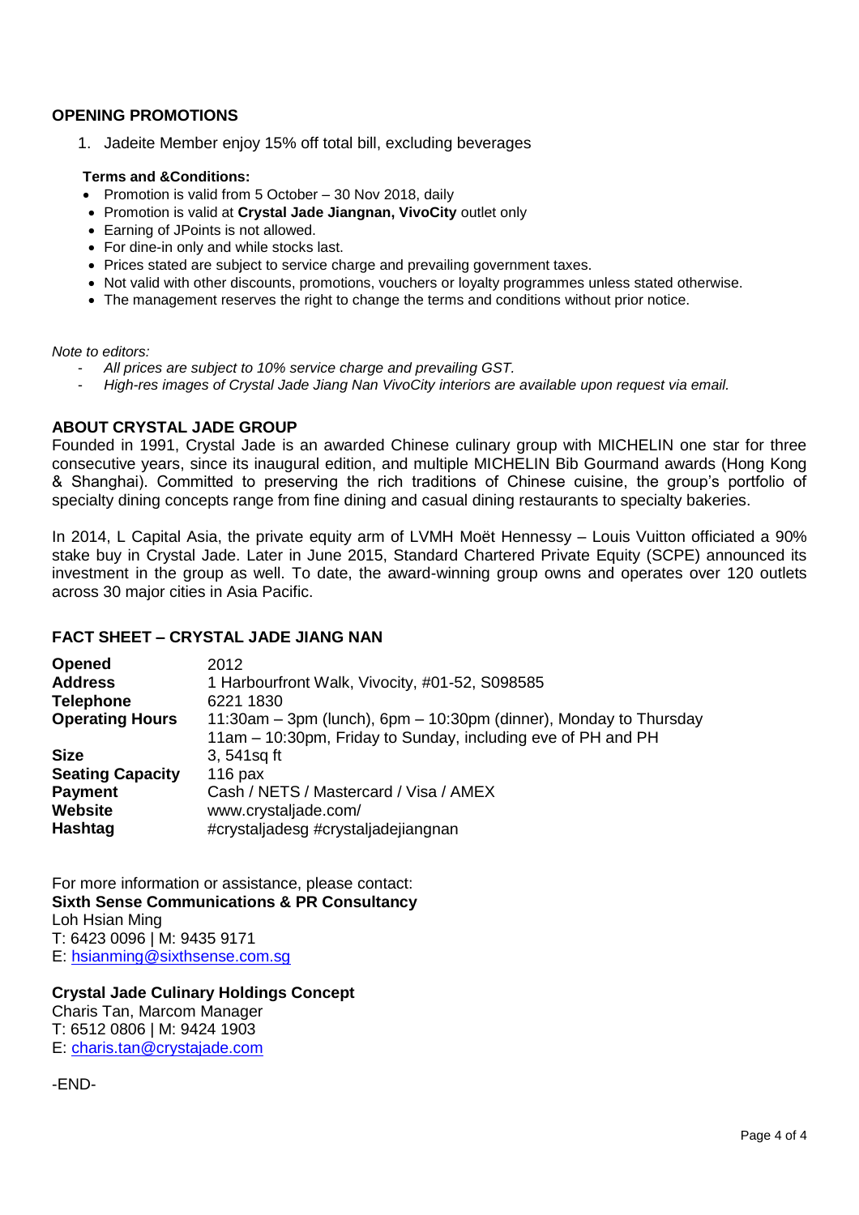## OPENING PROMOTIONS

1. Jadeite Member enjoy 15% off total bill, excluding beverages

**Terms and &Conditions:**

- Promotion is valid from 5 October – 30 Nov 2018, daily
- Promotion is valid at **Crystal Jade Jiangnan, VivoCity** outlet only
- Earning of JPoints is not allowed.
- For dine-in only and while stocks last.
- Prices stated are subject to service charge and prevailing government taxes.
- Not valid with other discounts, promotions, vouchers or loyalty programmes unless stated otherwise.
- The management reserves the right to change the terms and conditions without prior notice.

*Note to editors:*

- *All prices are subject to 10% service charge and prevailing GST.*
- *High-res images of Crystal Jade Jiang Nan VivoCity interiors are available upon request via email.*

## ABOUT CRYSTAL JADE GROUP

Founded in 1991, Crystal Jade is an awarded Chinese culinary group with MICHELIN one star for three consecutive years, since its inaugural edition, and multiple MICHELIN Bib Gourmand awards (Hong Kong & Shanghai). Committed to preserving the rich traditions of Chinese cuisine, the group's portfolio of specialty dining concepts range from fine dining and casual dining restaurants to specialty bakeries.

In 2014, L Capital Asia, the private equity arm of LVMH Moët Hennessy – Louis Vuitton officiated a 90% stake buy in Crystal Jade. Later in June 2015, Standard Chartered Private Equity (SCPE) announced its investment in the group as well. To date, the award-winning group owns and operates over 120 outlets across 30 major cities in Asia Pacific.

## FACT SHEET – CRYSTAL JADE JIANG NAN

| | |
|---|---|
| **Opened** | 2012 |
| **Address** | 1 Harbourfront Walk, Vivocity, #01-52, S098585 |
| **Telephone** | 6221 1830 |
| **Operating Hours** | 11:30am – 3pm (lunch), 6pm – 10:30pm (dinner), Monday to Thursday<br>11am – 10:30pm, Friday to Sunday, including eve of PH and PH |
| **Size** | 3, 541sq ft |
| **Seating Capacity** | 116 pax |
| **Payment** | Cash / NETS / Mastercard / Visa / AMEX |
| **Website** | www.crystaljade.com/ |
| **Hashtag** | #crystaljadesg #crystaljadejiangnan |

For more information or assistance, please contact:
**Sixth Sense Communications & PR Consultancy**
Loh Hsian Ming
T: 6423 0096 | M: 9435 9171
E: hsianming@sixthsense.com.sg

**Crystal Jade Culinary Holdings Concept**
Charis Tan, Marcom Manager
T: 6512 0806 | M: 9424 1903
E: charis.tan@crystajade.com

-END-